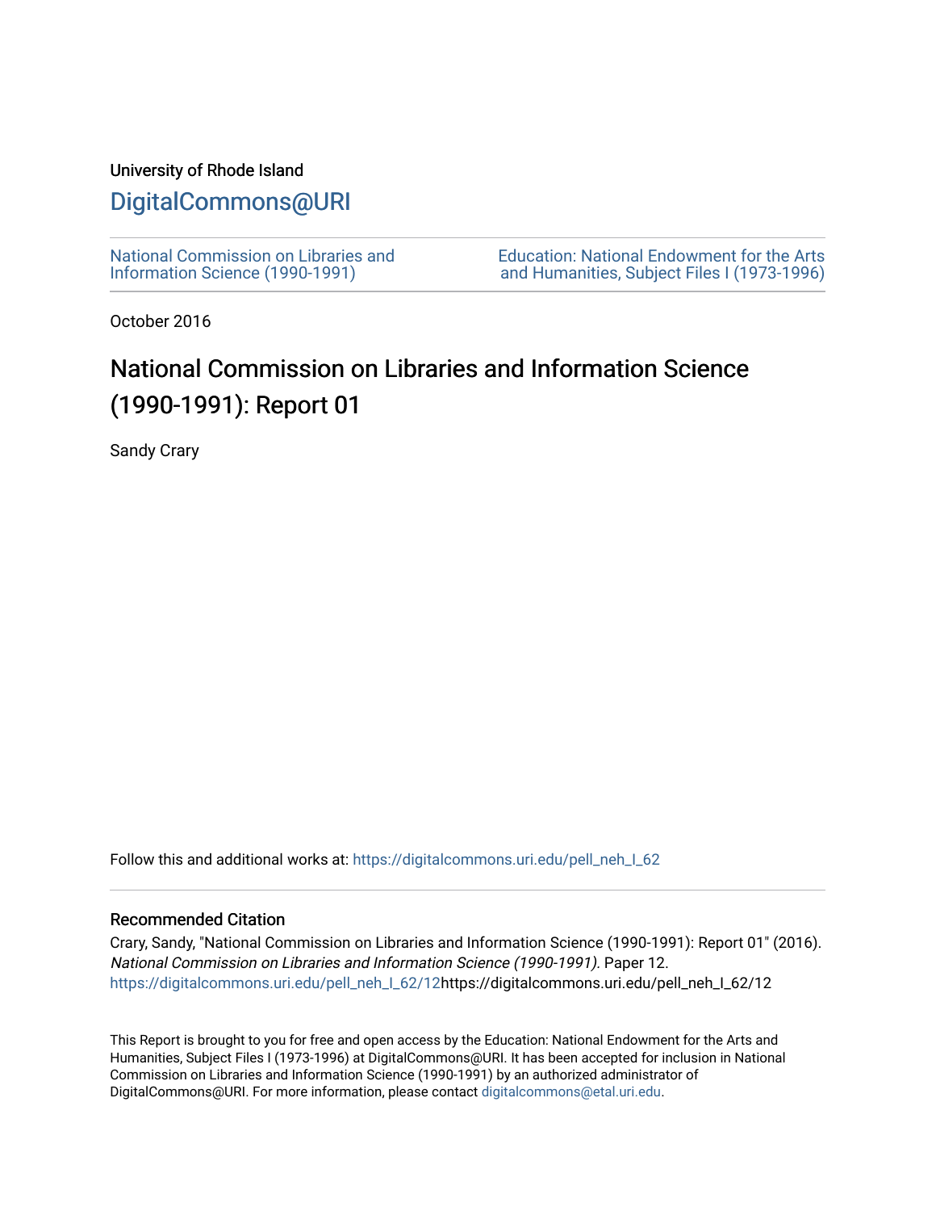University of Rhode Island

# DigitalCommons@URI

National Commission on Libraries and Information Science (1990-1991)

Education: National Endowment for the Arts and Humanities, Subject Files I (1973-1996)

October 2016

## National Commission on Libraries and Information Science (1990-1991): Report 01

Sandy Crary

Follow this and additional works at: https://digitalcommons.uri.edu/pell_neh_I_62

### Recommended Citation

Crary, Sandy, "National Commission on Libraries and Information Science (1990-1991): Report 01" (2016). *National Commission on Libraries and Information Science (1990-1991)*. Paper 12. https://digitalcommons.uri.edu/pell_neh_I_62/12https://digitalcommons.uri.edu/pell_neh_I_62/12

This Report is brought to you for free and open access by the Education: National Endowment for the Arts and Humanities, Subject Files I (1973-1996) at DigitalCommons@URI. It has been accepted for inclusion in National Commission on Libraries and Information Science (1990-1991) by an authorized administrator of DigitalCommons@URI. For more information, please contact digitalcommons@etal.uri.edu.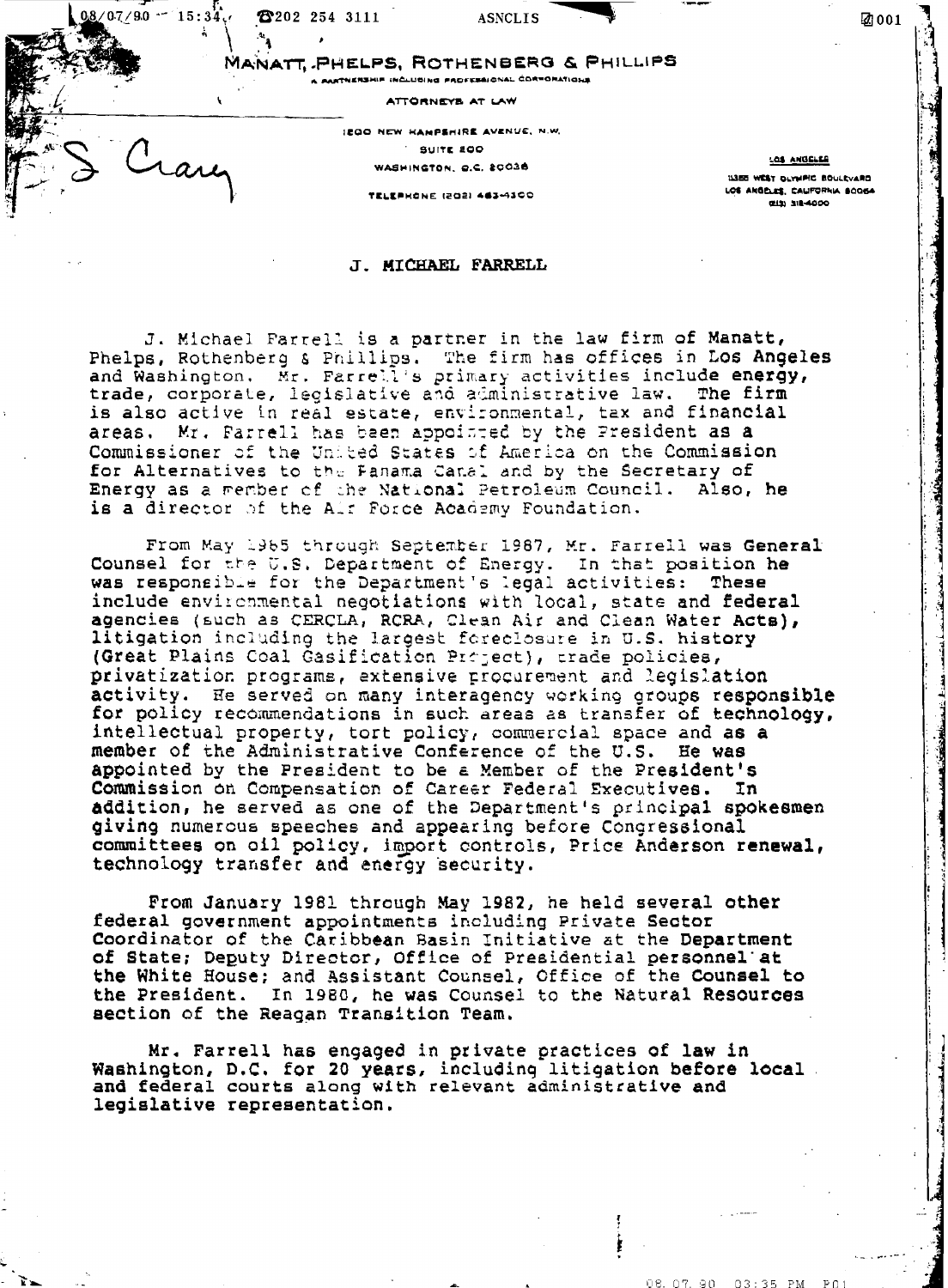MANATT, PHELPS, ROTHENBERG & PHILLIPS

A PARTNERSHIP INCLUDING PROFESSIONAL CORPORATIONS

ATTORNEYS AT LAW

1200 NEW HAMPSHIRE AVENUE, N.W.
SUITE 200
WASHINGTON, D.C. 20036

TELEPHONE (202) 463-4300

LOS ANGELES
11355 WEST OLYMPIC BOULEVARD
LOS ANGELES, CALIFORNIA 90064
(213) 312-4000

S Cary

## J. MICHAEL FARRELL

J. Michael Farrell is a partner in the law firm of Manatt, Phelps, Rothenberg & Phillips. The firm has offices in Los Angeles and Washington. Mr. Farrell's primary activities include energy, trade, corporate, legislative and administrative law. The firm is also active in real estate, environmental, tax and financial areas. Mr. Farrell has been appointed by the President as a Commissioner of the United States of America on the Commission for Alternatives to the Panama Canal and by the Secretary of Energy as a member of the National Petroleum Council. Also, he is a director of the Air Force Academy Foundation.

From May 1985 through September 1987, Mr. Farrell was General Counsel for the U.S. Department of Energy. In that position he was responsible for the Department's legal activities: These include environmental negotiations with local, state and federal agencies (such as CERCLA, RCRA, Clean Air and Clean Water Acts), litigation including the largest foreclosure in U.S. history (Great Plains Coal Gasification Project), trade policies, privatization programs, extensive procurement and legislation activity. He served on many interagency working groups responsible for policy recommendations in such areas as transfer of technology, intellectual property, tort policy, commercial space and as a member of the Administrative Conference of the U.S. He was appointed by the President to be a Member of the President's Commission on Compensation of Career Federal Executives. In addition, he served as one of the Department's principal spokesmen giving numerous speeches and appearing before Congressional committees on oil policy, import controls, Price Anderson renewal, technology transfer and energy security.

From January 1981 through May 1982, he held several other federal government appointments including Private Sector Coordinator of the Caribbean Basin Initiative at the Department of State; Deputy Director, Office of Presidential personnel at the White House; and Assistant Counsel, Office of the Counsel to the President. In 1980, he was Counsel to the Natural Resources section of the Reagan Transition Team.

Mr. Farrell has engaged in private practices of law in Washington, D.C. for 20 years, including litigation before local and federal courts along with relevant administrative and legislative representation.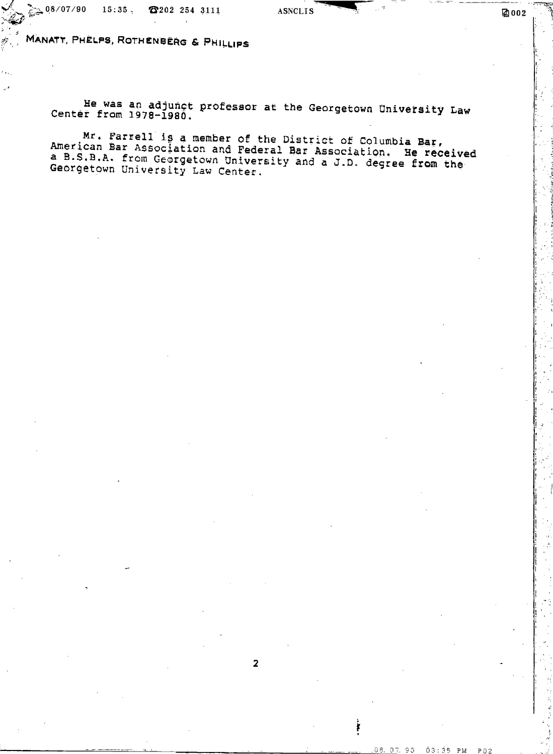He was an adjunct professor at the Georgetown University Law Center from 1978-1980.

Mr. Farrell is a member of the District of Columbia Bar, American Bar Association and Federal Bar Association. He received a B.S.B.A. from Georgetown University and a J.D. degree from the Georgetown University Law Center.